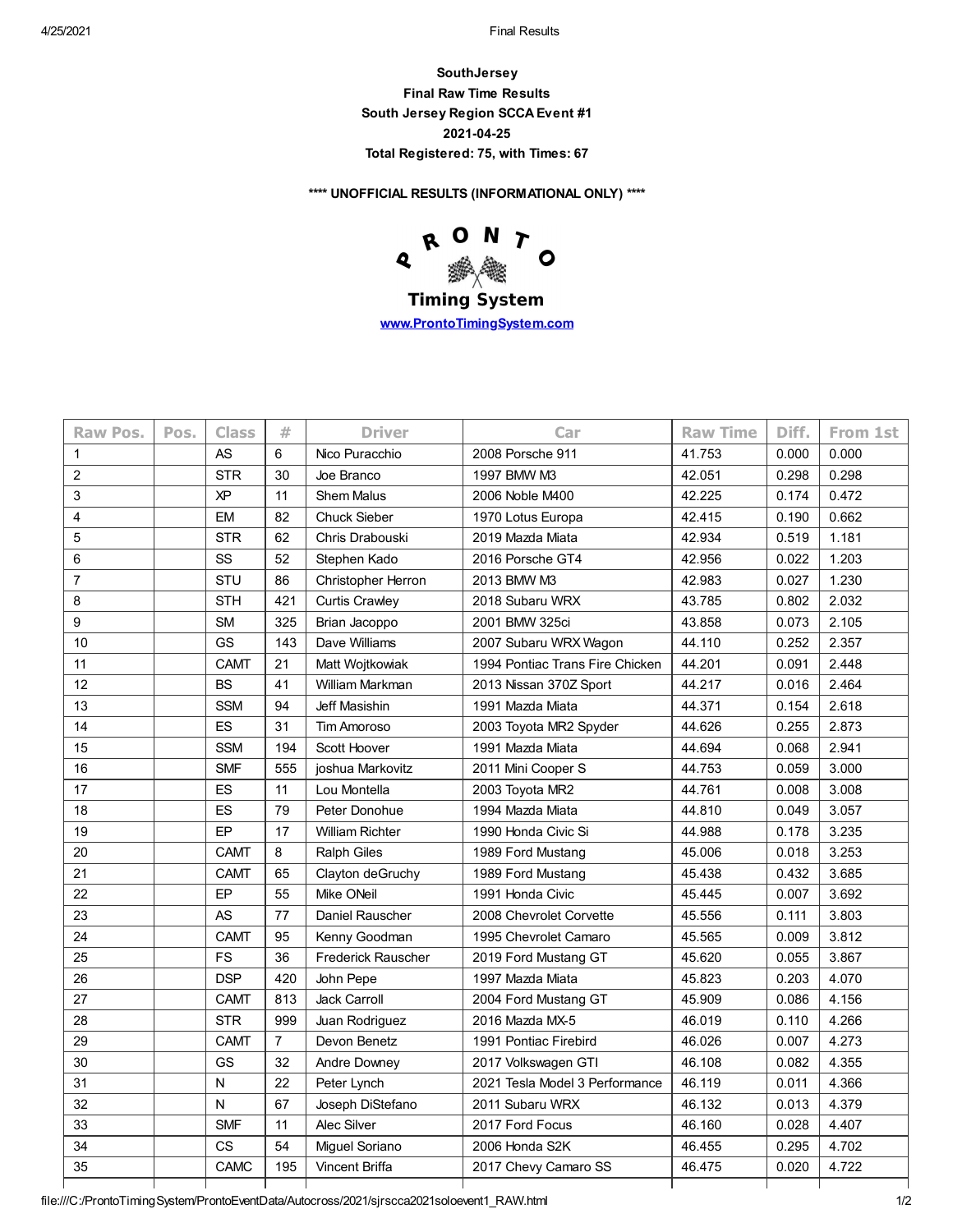**SouthJersey**

**Final Raw Time Results**

**South Jersey Region SCCA Event #1**

**2021-04-25**

**Total Registered: 75, with Times: 67**

**\*\*\*\* UNOFFICIAL RESULTS (INFORMATIONAL ONLY) \*\*\*\***

PRONTO

Timing System

[www.ProntoTimingSystem.com](http://www.ProntoTimingSystem.com)

| Raw Pos. | Pos. | Class | # | Driver | Car | Raw Time | Diff. | From 1st |
|---|---|---|---|---|---|---|---|---|
| 1 | | AS | 6 | Nico Puracchio | 2008 Porsche 911 | 41.753 | 0.000 | 0.000 |
| 2 | | STR | 30 | Joe Branco | 1997 BMW M3 | 42.051 | 0.298 | 0.298 |
| 3 | | XP | 11 | Shem Malus | 2006 Noble M400 | 42.225 | 0.174 | 0.472 |
| 4 | | EM | 82 | Chuck Sieber | 1970 Lotus Europa | 42.415 | 0.190 | 0.662 |
| 5 | | STR | 62 | Chris Drabouski | 2019 Mazda Miata | 42.934 | 0.519 | 1.181 |
| 6 | | SS | 52 | Stephen Kado | 2016 Porsche GT4 | 42.956 | 0.022 | 1.203 |
| 7 | | STU | 86 | Christopher Herron | 2013 BMW M3 | 42.983 | 0.027 | 1.230 |
| 8 | | STH | 421 | Curtis Crawley | 2018 Subaru WRX | 43.785 | 0.802 | 2.032 |
| 9 | | SM | 325 | Brian Jacoppo | 2001 BMW 325ci | 43.858 | 0.073 | 2.105 |
| 10 | | GS | 143 | Dave Williams | 2007 Subaru WRX Wagon | 44.110 | 0.252 | 2.357 |
| 11 | | CAMT | 21 | Matt Wojtkowiak | 1994 Pontiac Trans Fire Chicken | 44.201 | 0.091 | 2.448 |
| 12 | | BS | 41 | William Markman | 2013 Nissan 370Z Sport | 44.217 | 0.016 | 2.464 |
| 13 | | SSM | 94 | Jeff Masishin | 1991 Mazda Miata | 44.371 | 0.154 | 2.618 |
| 14 | | ES | 31 | Tim Amoroso | 2003 Toyota MR2 Spyder | 44.626 | 0.255 | 2.873 |
| 15 | | SSM | 194 | Scott Hoover | 1991 Mazda Miata | 44.694 | 0.068 | 2.941 |
| 16 | | SMF | 555 | joshua Markovitz | 2011 Mini Cooper S | 44.753 | 0.059 | 3.000 |
| 17 | | ES | 11 | Lou Montella | 2003 Toyota MR2 | 44.761 | 0.008 | 3.008 |
| 18 | | ES | 79 | Peter Donohue | 1994 Mazda Miata | 44.810 | 0.049 | 3.057 |
| 19 | | EP | 17 | William Richter | 1990 Honda Civic Si | 44.988 | 0.178 | 3.235 |
| 20 | | CAMT | 8 | Ralph Giles | 1989 Ford Mustang | 45.006 | 0.018 | 3.253 |
| 21 | | CAMT | 65 | Clayton deGruchy | 1989 Ford Mustang | 45.438 | 0.432 | 3.685 |
| 22 | | EP | 55 | Mike ONeil | 1991 Honda Civic | 45.445 | 0.007 | 3.692 |
| 23 | | AS | 77 | Daniel Rauscher | 2008 Chevrolet Corvette | 45.556 | 0.111 | 3.803 |
| 24 | | CAMT | 95 | Kenny Goodman | 1995 Chevrolet Camaro | 45.565 | 0.009 | 3.812 |
| 25 | | FS | 36 | Frederick Rauscher | 2019 Ford Mustang GT | 45.620 | 0.055 | 3.867 |
| 26 | | DSP | 420 | John Pepe | 1997 Mazda Miata | 45.823 | 0.203 | 4.070 |
| 27 | | CAMT | 813 | Jack Carroll | 2004 Ford Mustang GT | 45.909 | 0.086 | 4.156 |
| 28 | | STR | 999 | Juan Rodriguez | 2016 Mazda MX-5 | 46.019 | 0.110 | 4.266 |
| 29 | | CAMT | 7 | Devon Benetz | 1991 Pontiac Firebird | 46.026 | 0.007 | 4.273 |
| 30 | | GS | 32 | Andre Downey | 2017 Volkswagen GTI | 46.108 | 0.082 | 4.355 |
| 31 | | N | 22 | Peter Lynch | 2021 Tesla Model 3 Performance | 46.119 | 0.011 | 4.366 |
| 32 | | N | 67 | Joseph DiStefano | 2011 Subaru WRX | 46.132 | 0.013 | 4.379 |
| 33 | | SMF | 11 | Alec Silver | 2017 Ford Focus | 46.160 | 0.028 | 4.407 |
| 34 | | CS | 54 | Miguel Soriano | 2006 Honda S2K | 46.455 | 0.295 | 4.702 |
| 35 | | CAMC | 195 | Vincent Briffa | 2017 Chevy Camaro SS | 46.475 | 0.020 | 4.722 |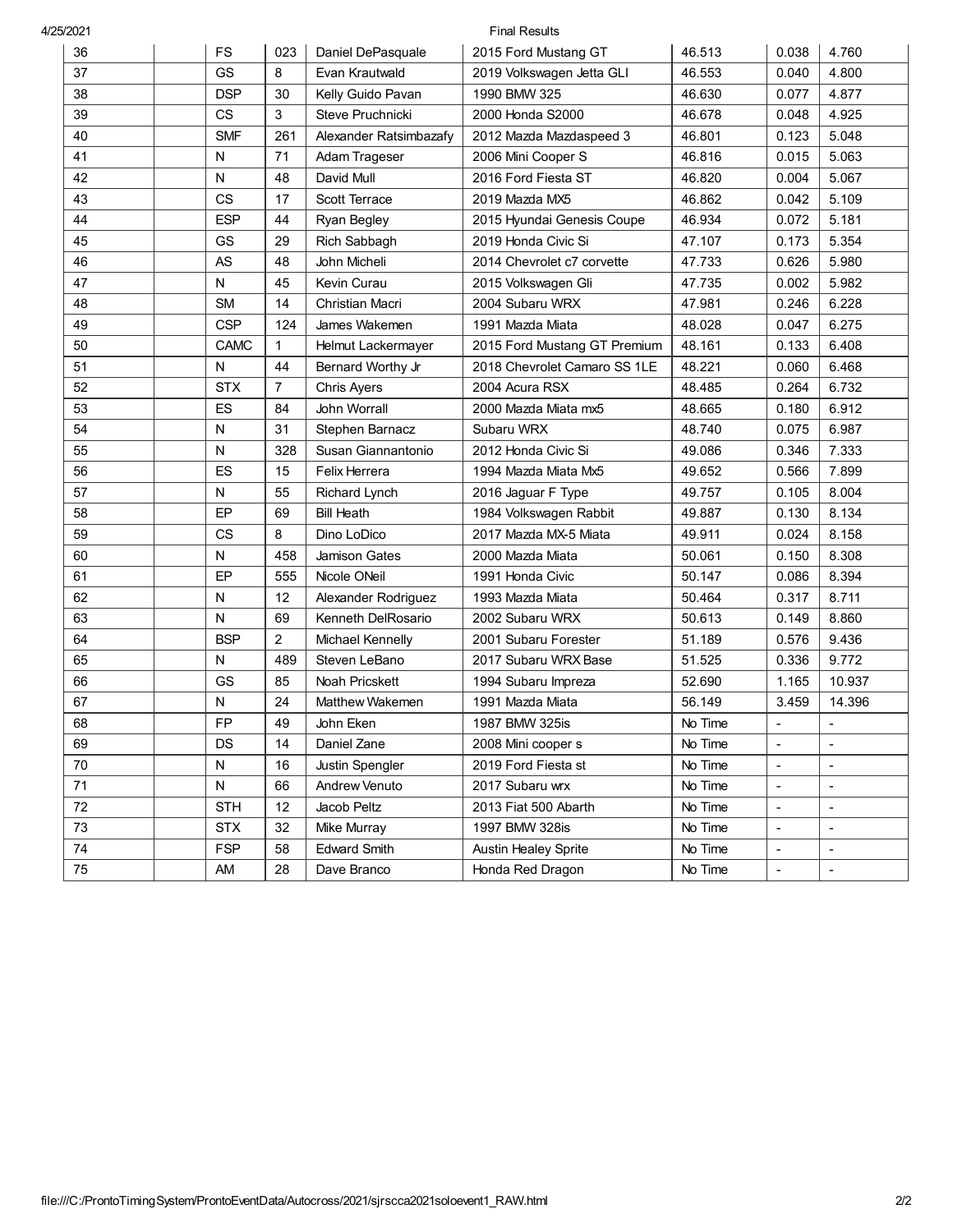| | | | | | | | | |
|---|---|---|---|---|---|---|---|---|
| 36 | | FS | 023 | Daniel DePasquale | 2015 Ford Mustang GT | 46.513 | 0.038 | 4.760 |
| 37 | | GS | 8 | Evan Krautwald | 2019 Volkswagen Jetta GLI | 46.553 | 0.040 | 4.800 |
| 38 | | DSP | 30 | Kelly Guido Pavan | 1990 BMW 325 | 46.630 | 0.077 | 4.877 |
| 39 | | CS | 3 | Steve Pruchnicki | 2000 Honda S2000 | 46.678 | 0.048 | 4.925 |
| 40 | | SMF | 261 | Alexander Ratsimbazafy | 2012 Mazda Mazdaspeed 3 | 46.801 | 0.123 | 5.048 |
| 41 | | N | 71 | Adam Trageser | 2006 Mini Cooper S | 46.816 | 0.015 | 5.063 |
| 42 | | N | 48 | David Mull | 2016 Ford Fiesta ST | 46.820 | 0.004 | 5.067 |
| 43 | | CS | 17 | Scott Terrace | 2019 Mazda MX5 | 46.862 | 0.042 | 5.109 |
| 44 | | ESP | 44 | Ryan Begley | 2015 Hyundai Genesis Coupe | 46.934 | 0.072 | 5.181 |
| 45 | | GS | 29 | Rich Sabbagh | 2019 Honda Civic Si | 47.107 | 0.173 | 5.354 |
| 46 | | AS | 48 | John Micheli | 2014 Chevrolet c7 corvette | 47.733 | 0.626 | 5.980 |
| 47 | | N | 45 | Kevin Curau | 2015 Volkswagen Gli | 47.735 | 0.002 | 5.982 |
| 48 | | SM | 14 | Christian Macri | 2004 Subaru WRX | 47.981 | 0.246 | 6.228 |
| 49 | | CSP | 124 | James Wakemen | 1991 Mazda Miata | 48.028 | 0.047 | 6.275 |
| 50 | | CAMC | 1 | Helmut Lackermayer | 2015 Ford Mustang GT Premium | 48.161 | 0.133 | 6.408 |
| 51 | | N | 44 | Bernard Worthy Jr | 2018 Chevrolet Camaro SS 1LE | 48.221 | 0.060 | 6.468 |
| 52 | | STX | 7 | Chris Ayers | 2004 Acura RSX | 48.485 | 0.264 | 6.732 |
| 53 | | ES | 84 | John Worrall | 2000 Mazda Miata mx5 | 48.665 | 0.180 | 6.912 |
| 54 | | N | 31 | Stephen Barnacz | Subaru WRX | 48.740 | 0.075 | 6.987 |
| 55 | | N | 328 | Susan Giannantonio | 2012 Honda Civic Si | 49.086 | 0.346 | 7.333 |
| 56 | | ES | 15 | Felix Herrera | 1994 Mazda Miata Mx5 | 49.652 | 0.566 | 7.899 |
| 57 | | N | 55 | Richard Lynch | 2016 Jaguar F Type | 49.757 | 0.105 | 8.004 |
| 58 | | EP | 69 | Bill Heath | 1984 Volkswagen Rabbit | 49.887 | 0.130 | 8.134 |
| 59 | | CS | 8 | Dino LoDico | 2017 Mazda MX-5 Miata | 49.911 | 0.024 | 8.158 |
| 60 | | N | 458 | Jamison Gates | 2000 Mazda Miata | 50.061 | 0.150 | 8.308 |
| 61 | | EP | 555 | Nicole ONeil | 1991 Honda Civic | 50.147 | 0.086 | 8.394 |
| 62 | | N | 12 | Alexander Rodriguez | 1993 Mazda Miata | 50.464 | 0.317 | 8.711 |
| 63 | | N | 69 | Kenneth DelRosario | 2002 Subaru WRX | 50.613 | 0.149 | 8.860 |
| 64 | | BSP | 2 | Michael Kennelly | 2001 Subaru Forester | 51.189 | 0.576 | 9.436 |
| 65 | | N | 489 | Steven LeBano | 2017 Subaru WRX Base | 51.525 | 0.336 | 9.772 |
| 66 | | GS | 85 | Noah Pricskett | 1994 Subaru Impreza | 52.690 | 1.165 | 10.937 |
| 67 | | N | 24 | Matthew Wakemen | 1991 Mazda Miata | 56.149 | 3.459 | 14.396 |
| 68 | | FP | 49 | John Eken | 1987 BMW 325is | No Time | - | - |
| 69 | | DS | 14 | Daniel Zane | 2008 Mini cooper s | No Time | - | - |
| 70 | | N | 16 | Justin Spengler | 2019 Ford Fiesta st | No Time | - | - |
| 71 | | N | 66 | Andrew Venuto | 2017 Subaru wrx | No Time | - | - |
| 72 | | STH | 12 | Jacob Peltz | 2013 Fiat 500 Abarth | No Time | - | - |
| 73 | | STX | 32 | Mike Murray | 1997 BMW 328is | No Time | - | - |
| 74 | | FSP | 58 | Edward Smith | Austin Healey Sprite | No Time | - | - |
| 75 | | AM | 28 | Dave Branco | Honda Red Dragon | No Time | - | - |